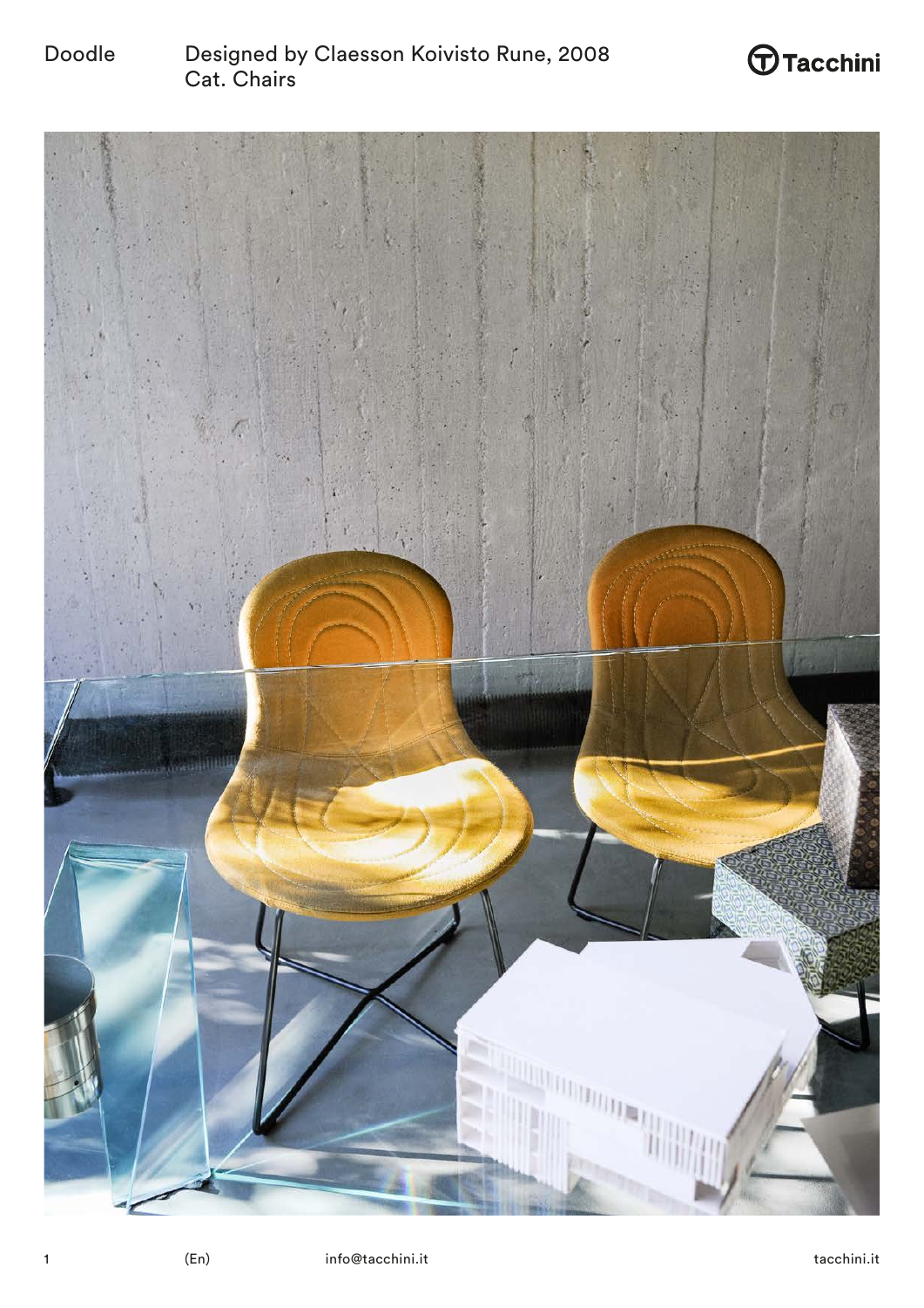Doodle

Designed by Claesson Koivisto Rune, 2008
Cat. Chairs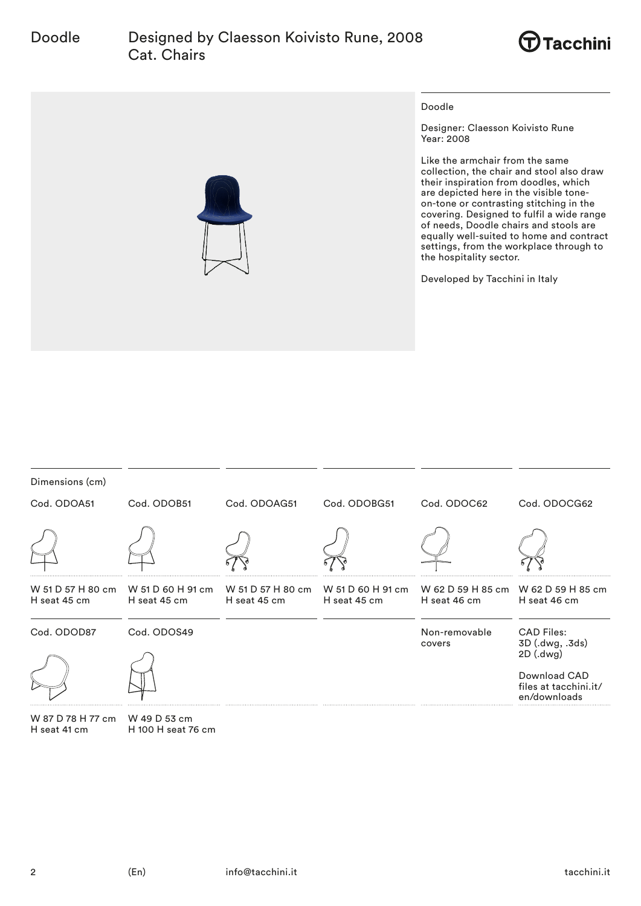# Doodle

## Designed by Claesson Koivisto Rune, 2008
Cat. Chairs

Doodle

Designer: Claesson Koivisto Rune
Year: 2008

Like the armchair from the same collection, the chair and stool also draw their inspiration from doodles, which are depicted here in the visible tone-on-tone or contrasting stitching in the covering. Designed to fulfil a wide range of needs, Doodle chairs and stools are equally well-suited to home and contract settings, from the workplace through to the hospitality sector.

Developed by Tacchini in Italy

Dimensions (cm)

| Cod. ODOA51 | Cod. ODOB51 | Cod. ODOAG51 | Cod. ODOBG51 | Cod. ODOC62 | Cod. ODOCG62 |
|---|---|---|---|---|---|
| W 51 D 57 H 80 cm H seat 45 cm | W 51 D 60 H 91 cm H seat 45 cm | W 51 D 57 H 80 cm H seat 45 cm | W 51 D 60 H 91 cm H seat 45 cm | W 62 D 59 H 85 cm H seat 46 cm | W 62 D 59 H 85 cm H seat 46 cm |

| Cod. ODOD87 | Cod. ODOS49 |
|---|---|
| W 87 D 78 H 77 cm H seat 41 cm | W 49 D 53 cm H 100 H seat 76 cm |

Non-removable covers

CAD Files:
3D (.dwg, .3ds)
2D (.dwg)

Download CAD files at tacchini.it/en/downloads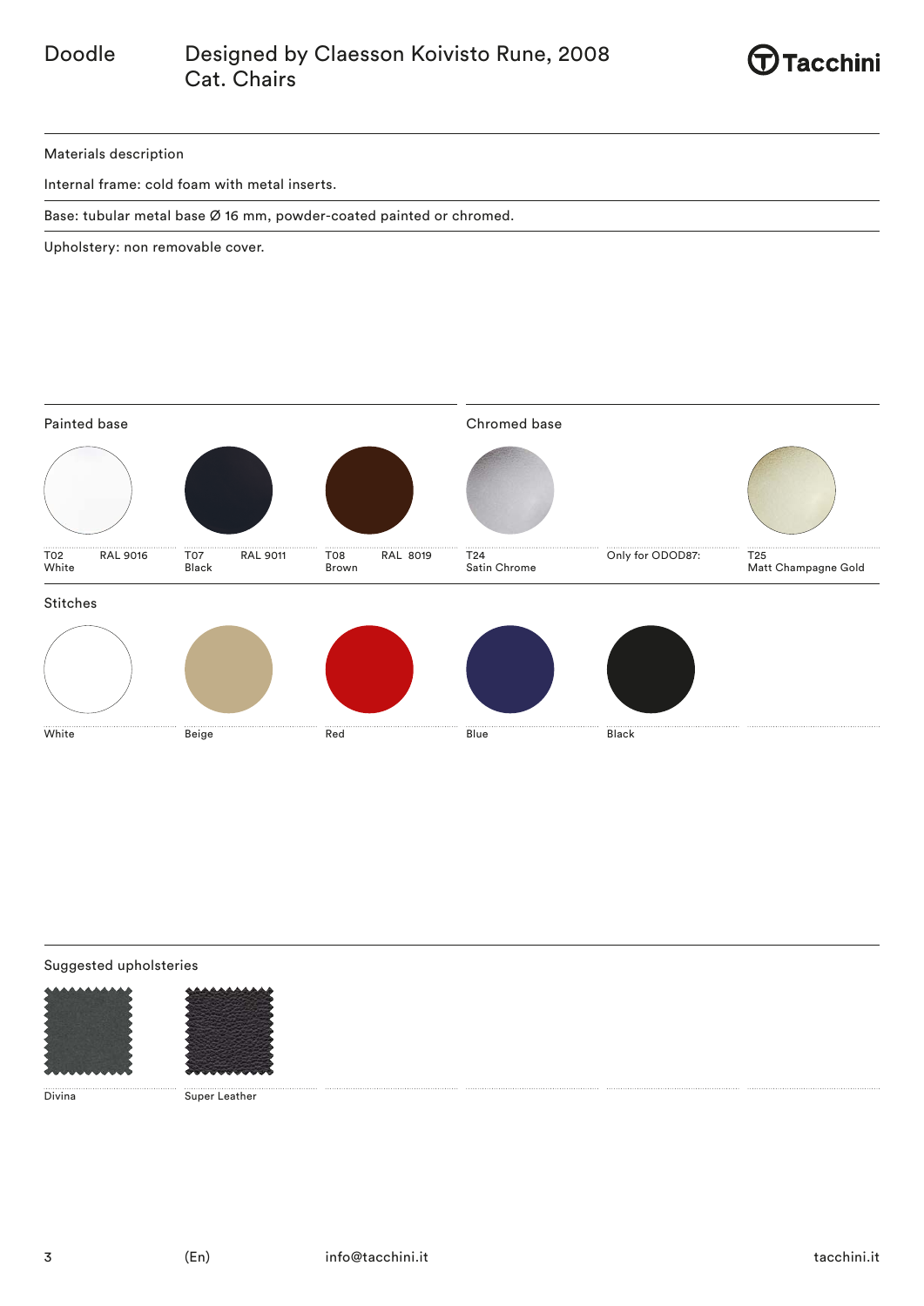# Doodle

Designed by Claesson Koivisto Rune, 2008
Cat. Chairs

Tacchini

## Materials description

Internal frame: cold foam with metal inserts.

Base: tubular metal base Ø 16 mm, powder-coated painted or chromed.

Upholstery: non removable cover.

## Painted base

T02 White — RAL 9016

T07 Black — RAL 9011

T08 Brown — RAL 8019

## Chromed base

T24 Satin Chrome

Only for ODOD87:

T25 Matt Champagne Gold

## Stitches

White

Beige

Red

Blue

Black

## Suggested upholsteries

Divina

Super Leather

(En)

info@tacchini.it

tacchini.it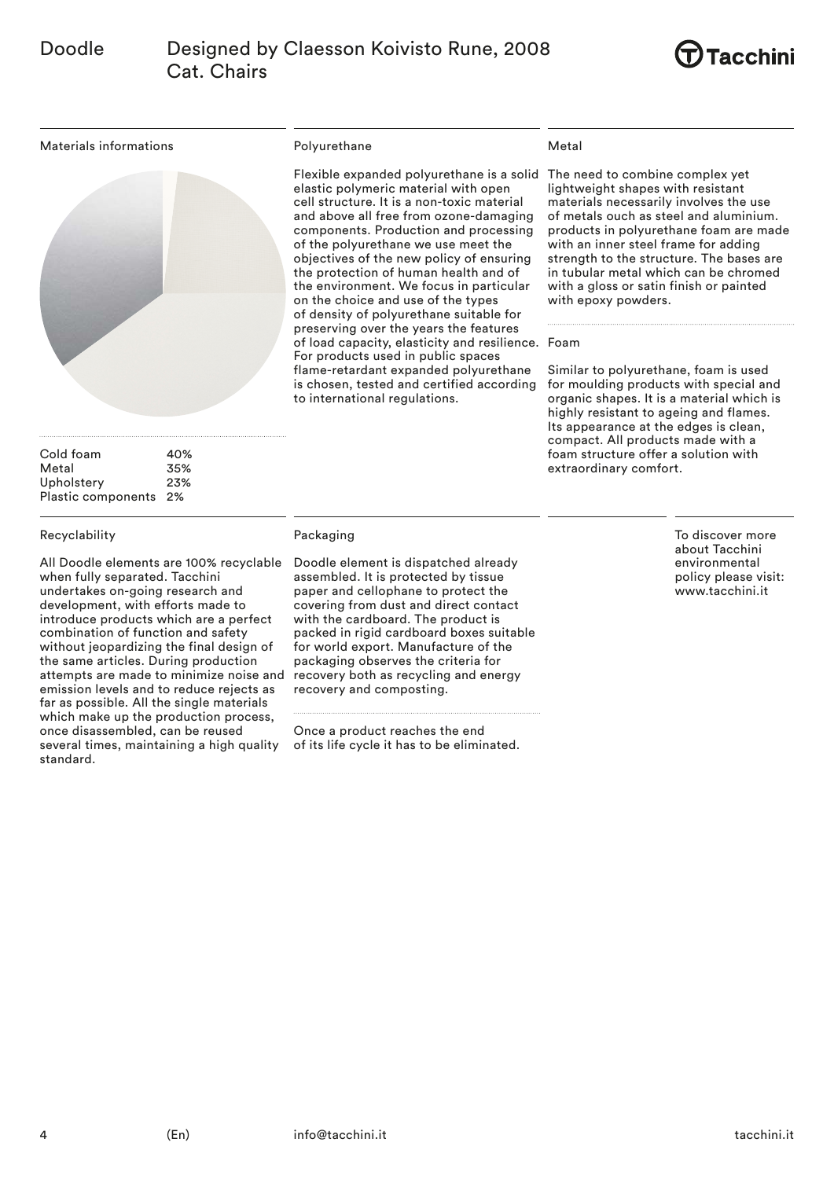# Doodle

Designed by Claesson Koivisto Rune, 2008
Cat. Chairs

## Materials informations

| Material | % |
| --- | --- |
| Cold foam | 40% |
| Metal | 35% |
| Upholstery | 23% |
| Plastic components | 2% |

## Polyurethane

Flexible expanded polyurethane is a solid elastic polymeric material with open cell structure. It is a non-toxic material and above all free from ozone-damaging components. Production and processing of the polyurethane we use meet the objectives of the new policy of ensuring the protection of human health and of the environment. We focus in particular on the choice and use of the types of density of polyurethane suitable for preserving over the years the features of load capacity, elasticity and resilience. For products used in public spaces flame-retardant expanded polyurethane is chosen, tested and certified according to international regulations.

## Metal

The need to combine complex yet lightweight shapes with resistant materials necessarily involves the use of metals ouch as steel and aluminium. products in polyurethane foam are made with an inner steel frame for adding strength to the structure. The bases are in tubular metal which can be chromed with a gloss or satin finish or painted with epoxy powders.

## Foam

Similar to polyurethane, foam is used for moulding products with special and organic shapes. It is a material which is highly resistant to ageing and flames. Its appearance at the edges is clean, compact. All products made with a foam structure offer a solution with extraordinary comfort.

## Recyclability

All Doodle elements are 100% recyclable when fully separated. Tacchini undertakes on-going research and development, with efforts made to introduce products which are a perfect combination of function and safety without jeopardizing the final design of the same articles. During production attempts are made to minimize noise and emission levels and to reduce rejects as far as possible. All the single materials which make up the production process, once disassembled, can be reused several times, maintaining a high quality standard.

## Packaging

Doodle element is dispatched already assembled. It is protected by tissue paper and cellophane to protect the covering from dust and direct contact with the cardboard. The product is packed in rigid cardboard boxes suitable for world export. Manufacture of the packaging observes the criteria for recovery both as recycling and energy recovery and composting.

Once a product reaches the end of its life cycle it has to be eliminated.

To discover more about Tacchini environmental policy please visit: www.tacchini.it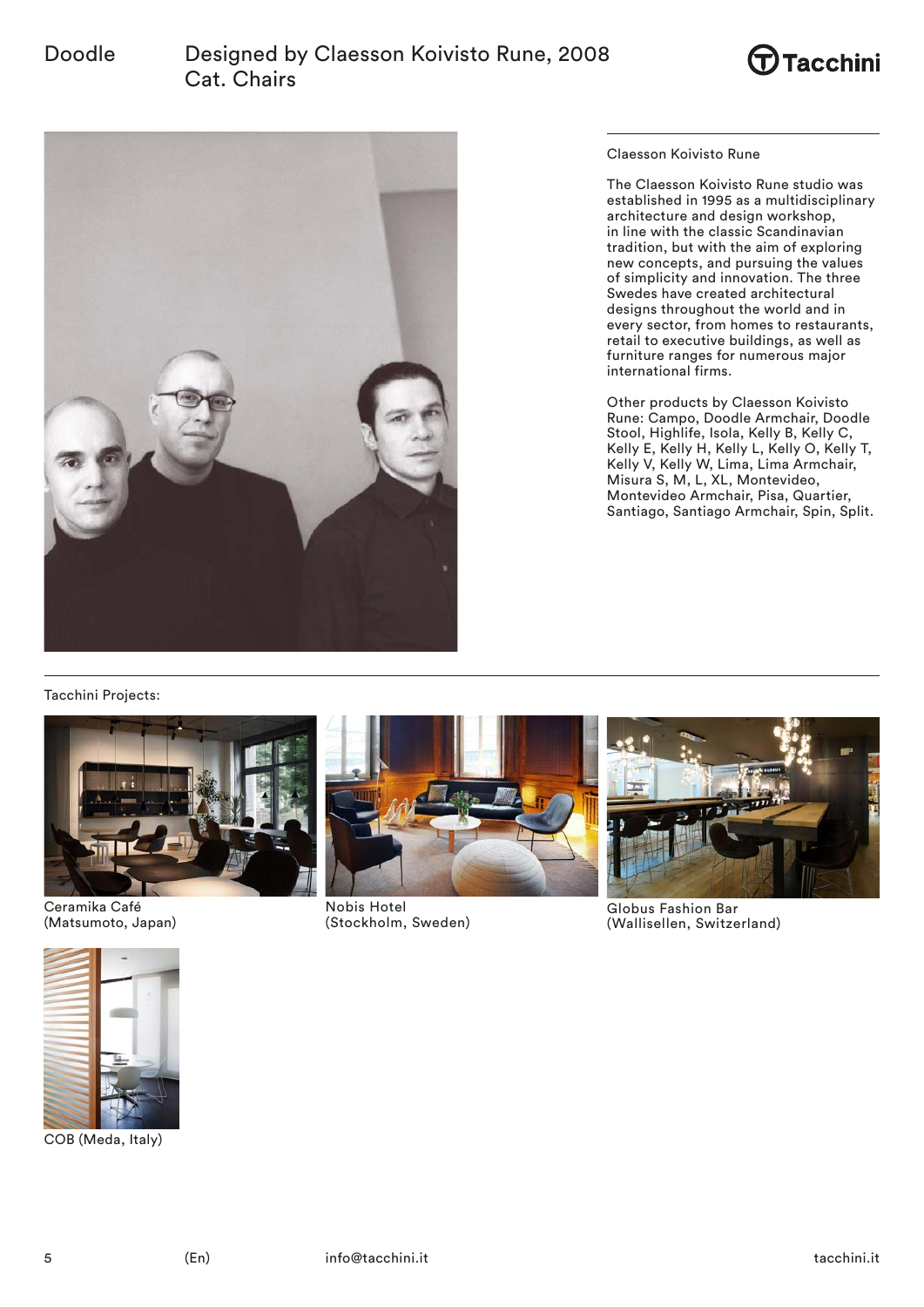# Doodle

Designed by Claesson Koivisto Rune, 2008
Cat. Chairs

Claesson Koivisto Rune

The Claesson Koivisto Rune studio was established in 1995 as a multidisciplinary architecture and design workshop, in line with the classic Scandinavian tradition, but with the aim of exploring new concepts, and pursuing the values of simplicity and innovation. The three Swedes have created architectural designs throughout the world and in every sector, from homes to restaurants, retail to executive buildings, as well as furniture ranges for numerous major international firms.

Other products by Claesson Koivisto Rune: Campo, Doodle Armchair, Doodle Stool, Highlife, Isola, Kelly B, Kelly C, Kelly E, Kelly H, Kelly L, Kelly O, Kelly T, Kelly V, Kelly W, Lima, Lima Armchair, Misura S, M, L, XL, Montevideo, Montevideo Armchair, Pisa, Quartier, Santiago, Santiago Armchair, Spin, Split.

Tacchini Projects:

Ceramika Café
(Matsumoto, Japan)

Nobis Hotel
(Stockholm, Sweden)

Globus Fashion Bar
(Wallisellen, Switzerland)

COB (Meda, Italy)